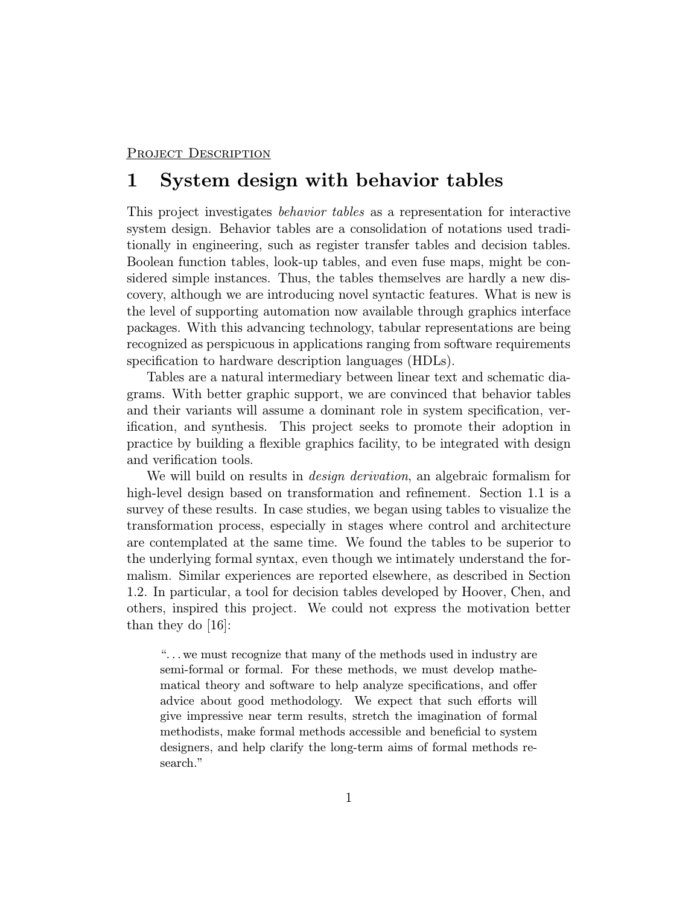PROJECT DESCRIPTION

# 1 System design with behavior tables

This project investigates *behavior tables* as a representation for interactive system design. Behavior tables are a consolidation of notations used traditionally in engineering, such as register transfer tables and decision tables. Boolean function tables, look-up tables, and even fuse maps, might be considered simple instances. Thus, the tables themselves are hardly a new discovery, although we are introducing novel syntactic features. What is new is the level of supporting automation now available through graphics interface packages. With this advancing technology, tabular representations are being recognized as perspicuous in applications ranging from software requirements specification to hardware description languages (HDLs).

Tables are a natural intermediary between linear text and schematic diagrams. With better graphic support, we are convinced that behavior tables and their variants will assume a dominant role in system specification, verification, and synthesis. This project seeks to promote their adoption in practice by building a flexible graphics facility, to be integrated with design and verification tools.

We will build on results in *design derivation*, an algebraic formalism for high-level design based on transformation and refinement. Section 1.1 is a survey of these results. In case studies, we began using tables to visualize the transformation process, especially in stages where control and architecture are contemplated at the same time. We found the tables to be superior to the underlying formal syntax, even though we intimately understand the formalism. Similar experiences are reported elsewhere, as described in Section 1.2. In particular, a tool for decision tables developed by Hoover, Chen, and others, inspired this project. We could not express the motivation better than they do [16]:

> "...we must recognize that many of the methods used in industry are semi-formal or formal. For these methods, we must develop mathematical theory and software to help analyze specifications, and offer advice about good methodology. We expect that such efforts will give impressive near term results, stretch the imagination of formal methodists, make formal methods accessible and beneficial to system designers, and help clarify the long-term aims of formal methods research."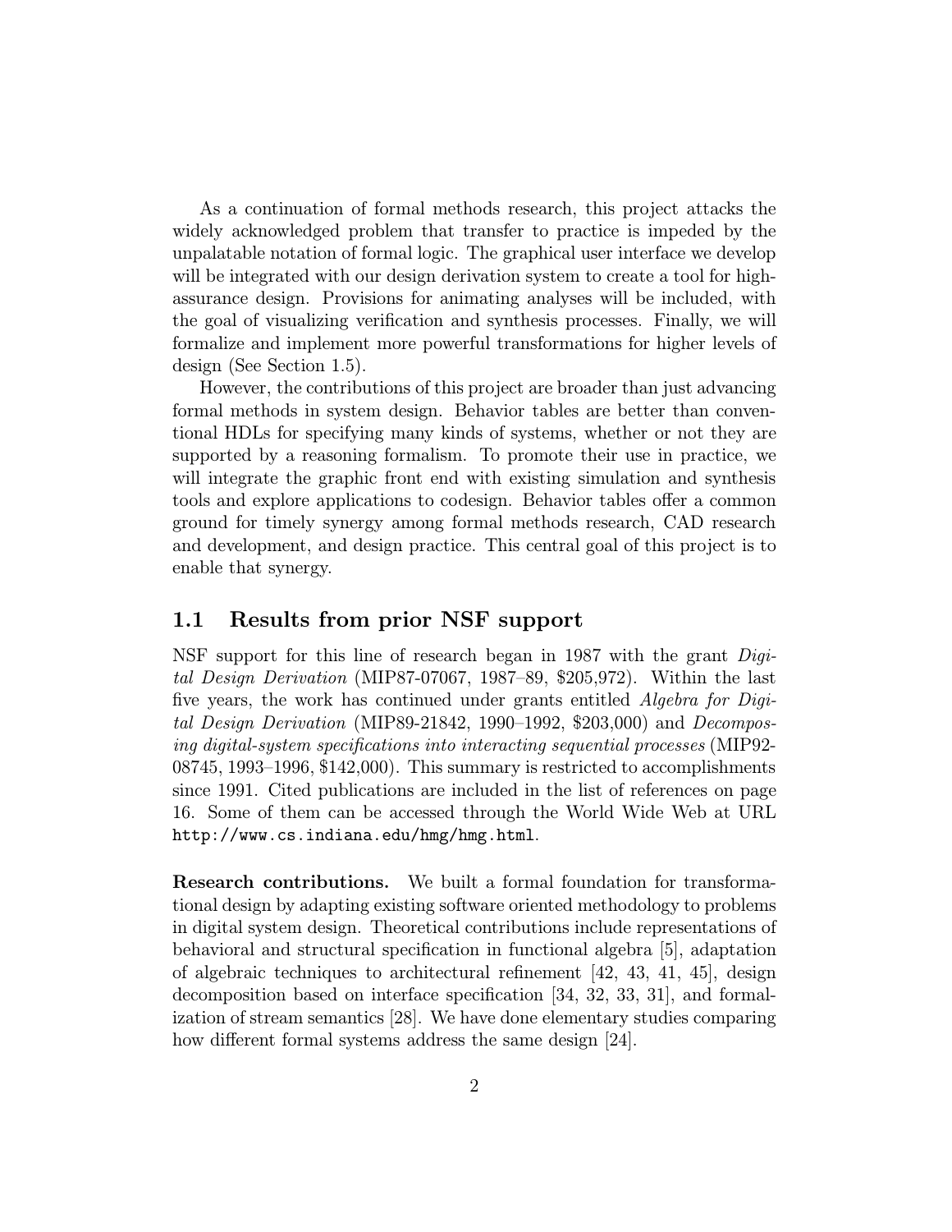As a continuation of formal methods research, this project attacks the widely acknowledged problem that transfer to practice is impeded by the unpalatable notation of formal logic. The graphical user interface we develop will be integrated with our design derivation system to create a tool for high-assurance design. Provisions for animating analyses will be included, with the goal of visualizing verification and synthesis processes. Finally, we will formalize and implement more powerful transformations for higher levels of design (See Section 1.5).

However, the contributions of this project are broader than just advancing formal methods in system design. Behavior tables are better than conventional HDLs for specifying many kinds of systems, whether or not they are supported by a reasoning formalism. To promote their use in practice, we will integrate the graphic front end with existing simulation and synthesis tools and explore applications to codesign. Behavior tables offer a common ground for timely synergy among formal methods research, CAD research and development, and design practice. This central goal of this project is to enable that synergy.

## 1.1 Results from prior NSF support

NSF support for this line of research began in 1987 with the grant *Digital Design Derivation* (MIP87-07067, 1987–89, $205,972). Within the last five years, the work has continued under grants entitled *Algebra for Digital Design Derivation* (MIP89-21842, 1990–1992, $203,000) and *Decomposing digital-system specifications into interacting sequential processes* (MIP92-08745, 1993–1996, $142,000). This summary is restricted to accomplishments since 1991. Cited publications are included in the list of references on page 16. Some of them can be accessed through the World Wide Web at URL `http://www.cs.indiana.edu/hmg/hmg.html`.

**Research contributions.** We built a formal foundation for transformational design by adapting existing software oriented methodology to problems in digital system design. Theoretical contributions include representations of behavioral and structural specification in functional algebra [5], adaptation of algebraic techniques to architectural refinement [42, 43, 41, 45], design decomposition based on interface specification [34, 32, 33, 31], and formalization of stream semantics [28]. We have done elementary studies comparing how different formal systems address the same design [24].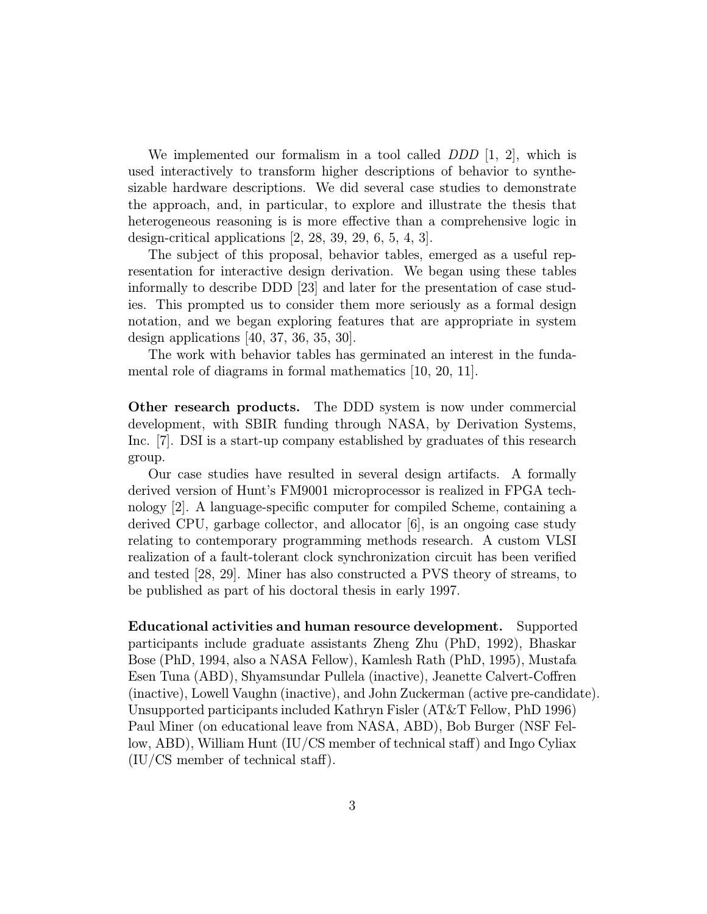We implemented our formalism in a tool called *DDD* [1, 2], which is used interactively to transform higher descriptions of behavior to synthesizable hardware descriptions. We did several case studies to demonstrate the approach, and, in particular, to explore and illustrate the thesis that heterogeneous reasoning is is more effective than a comprehensive logic in design-critical applications [2, 28, 39, 29, 6, 5, 4, 3].

The subject of this proposal, behavior tables, emerged as a useful representation for interactive design derivation. We began using these tables informally to describe DDD [23] and later for the presentation of case studies. This prompted us to consider them more seriously as a formal design notation, and we began exploring features that are appropriate in system design applications [40, 37, 36, 35, 30].

The work with behavior tables has germinated an interest in the fundamental role of diagrams in formal mathematics [10, 20, 11].

**Other research products.** The DDD system is now under commercial development, with SBIR funding through NASA, by Derivation Systems, Inc. [7]. DSI is a start-up company established by graduates of this research group.

Our case studies have resulted in several design artifacts. A formally derived version of Hunt's FM9001 microprocessor is realized in FPGA technology [2]. A language-specific computer for compiled Scheme, containing a derived CPU, garbage collector, and allocator [6], is an ongoing case study relating to contemporary programming methods research. A custom VLSI realization of a fault-tolerant clock synchronization circuit has been verified and tested [28, 29]. Miner has also constructed a PVS theory of streams, to be published as part of his doctoral thesis in early 1997.

**Educational activities and human resource development.** Supported participants include graduate assistants Zheng Zhu (PhD, 1992), Bhaskar Bose (PhD, 1994, also a NASA Fellow), Kamlesh Rath (PhD, 1995), Mustafa Esen Tuna (ABD), Shyamsundar Pullela (inactive), Jeanette Calvert-Coffren (inactive), Lowell Vaughn (inactive), and John Zuckerman (active pre-candidate). Unsupported participants included Kathryn Fisler (AT&T Fellow, PhD 1996) Paul Miner (on educational leave from NASA, ABD), Bob Burger (NSF Fellow, ABD), William Hunt (IU/CS member of technical staff) and Ingo Cyliax (IU/CS member of technical staff).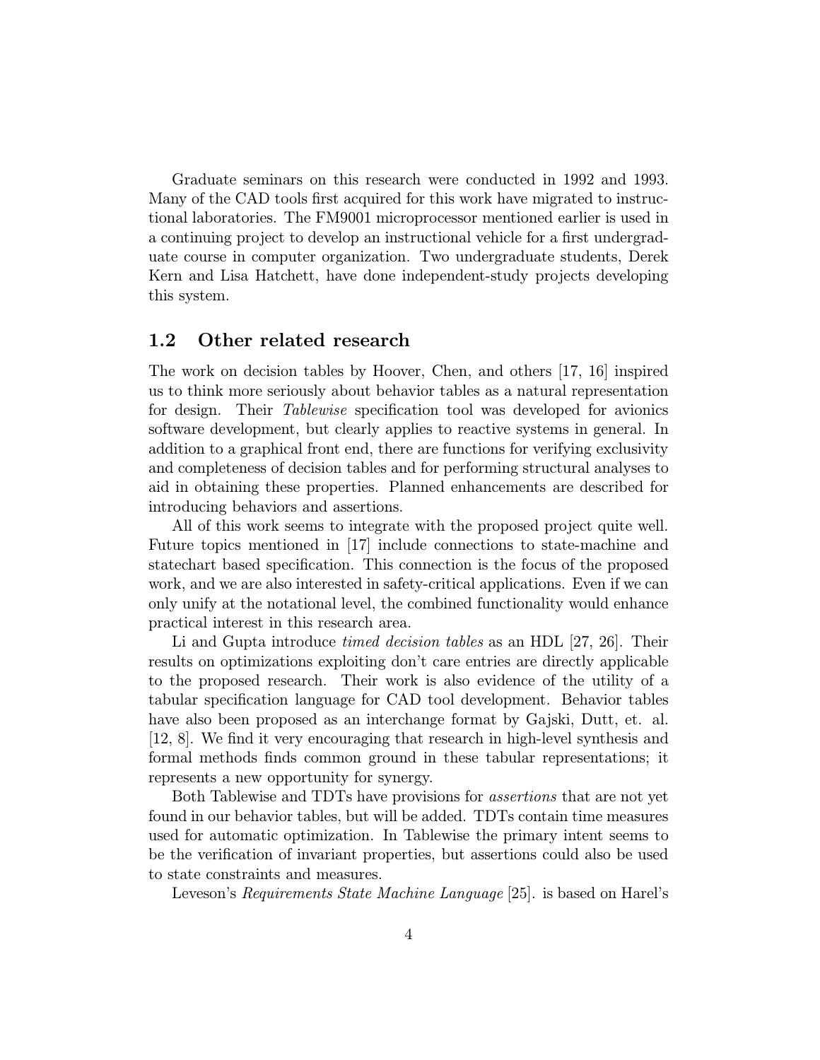Graduate seminars on this research were conducted in 1992 and 1993. Many of the CAD tools first acquired for this work have migrated to instructional laboratories. The FM9001 microprocessor mentioned earlier is used in a continuing project to develop an instructional vehicle for a first undergraduate course in computer organization. Two undergraduate students, Derek Kern and Lisa Hatchett, have done independent-study projects developing this system.

## 1.2 Other related research

The work on decision tables by Hoover, Chen, and others [17, 16] inspired us to think more seriously about behavior tables as a natural representation for design. Their *Tablewise* specification tool was developed for avionics software development, but clearly applies to reactive systems in general. In addition to a graphical front end, there are functions for verifying exclusivity and completeness of decision tables and for performing structural analyses to aid in obtaining these properties. Planned enhancements are described for introducing behaviors and assertions.

All of this work seems to integrate with the proposed project quite well. Future topics mentioned in [17] include connections to state-machine and statechart based specification. This connection is the focus of the proposed work, and we are also interested in safety-critical applications. Even if we can only unify at the notational level, the combined functionality would enhance practical interest in this research area.

Li and Gupta introduce *timed decision tables* as an HDL [27, 26]. Their results on optimizations exploiting don't care entries are directly applicable to the proposed research. Their work is also evidence of the utility of a tabular specification language for CAD tool development. Behavior tables have also been proposed as an interchange format by Gajski, Dutt, et. al. [12, 8]. We find it very encouraging that research in high-level synthesis and formal methods finds common ground in these tabular representations; it represents a new opportunity for synergy.

Both Tablewise and TDTs have provisions for *assertions* that are not yet found in our behavior tables, but will be added. TDTs contain time measures used for automatic optimization. In Tablewise the primary intent seems to be the verification of invariant properties, but assertions could also be used to state constraints and measures.

Leveson's *Requirements State Machine Language* [25]. is based on Harel's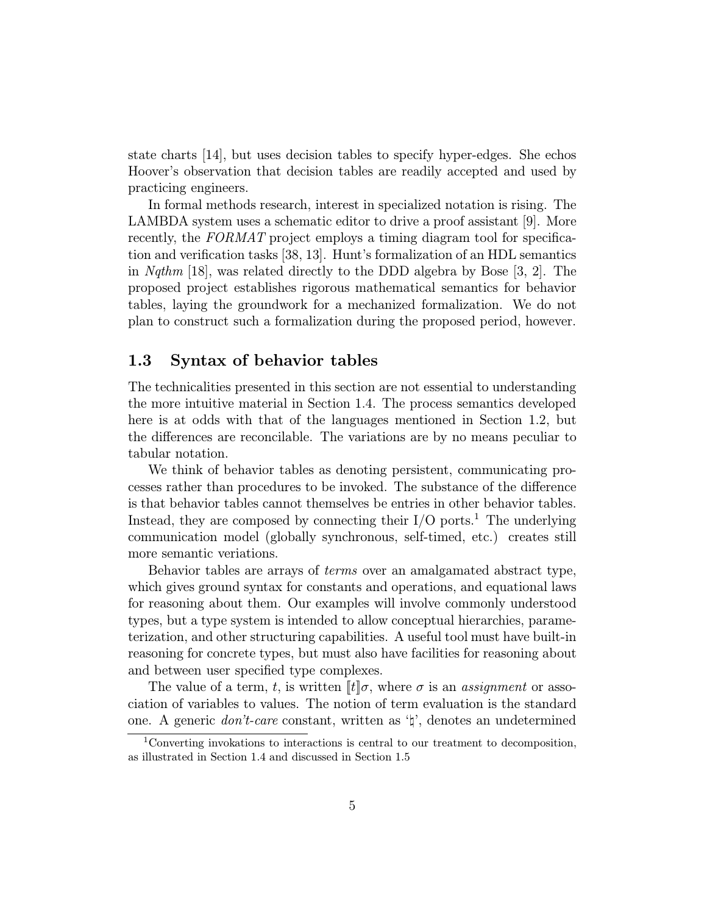state charts [14], but uses decision tables to specify hyper-edges. She echos Hoover's observation that decision tables are readily accepted and used by practicing engineers.

In formal methods research, interest in specialized notation is rising. The LAMBDA system uses a schematic editor to drive a proof assistant [9]. More recently, the *FORMAT* project employs a timing diagram tool for specification and verification tasks [38, 13]. Hunt's formalization of an HDL semantics in *Nqthm* [18], was related directly to the DDD algebra by Bose [3, 2]. The proposed project establishes rigorous mathematical semantics for behavior tables, laying the groundwork for a mechanized formalization. We do not plan to construct such a formalization during the proposed period, however.

## 1.3 Syntax of behavior tables

The technicalities presented in this section are not essential to understanding the more intuitive material in Section 1.4. The process semantics developed here is at odds with that of the languages mentioned in Section 1.2, but the differences are reconcilable. The variations are by no means peculiar to tabular notation.

We think of behavior tables as denoting persistent, communicating processes rather than procedures to be invoked. The substance of the difference is that behavior tables cannot themselves be entries in other behavior tables. Instead, they are composed by connecting their I/O ports.[1] The underlying communication model (globally synchronous, self-timed, etc.) creates still more semantic veriations.

Behavior tables are arrays of *terms* over an amalgamated abstract type, which gives ground syntax for constants and operations, and equational laws for reasoning about them. Our examples will involve commonly understood types, but a type system is intended to allow conceptual hierarchies, parameterization, and other structuring capabilities. A useful tool must have built-in reasoning for concrete types, but must also have facilities for reasoning about and between user specified type complexes.

The value of a term, $t$, is written $[\![t]\!]\sigma$, where $\sigma$ is an *assignment* or association of variables to values. The notion of term evaluation is the standard one. A generic *don't-care* constant, written as '$\natural$', denotes an undetermined

[1] Converting invokations to interactions is central to our treatment to decomposition, as illustrated in Section 1.4 and discussed in Section 1.5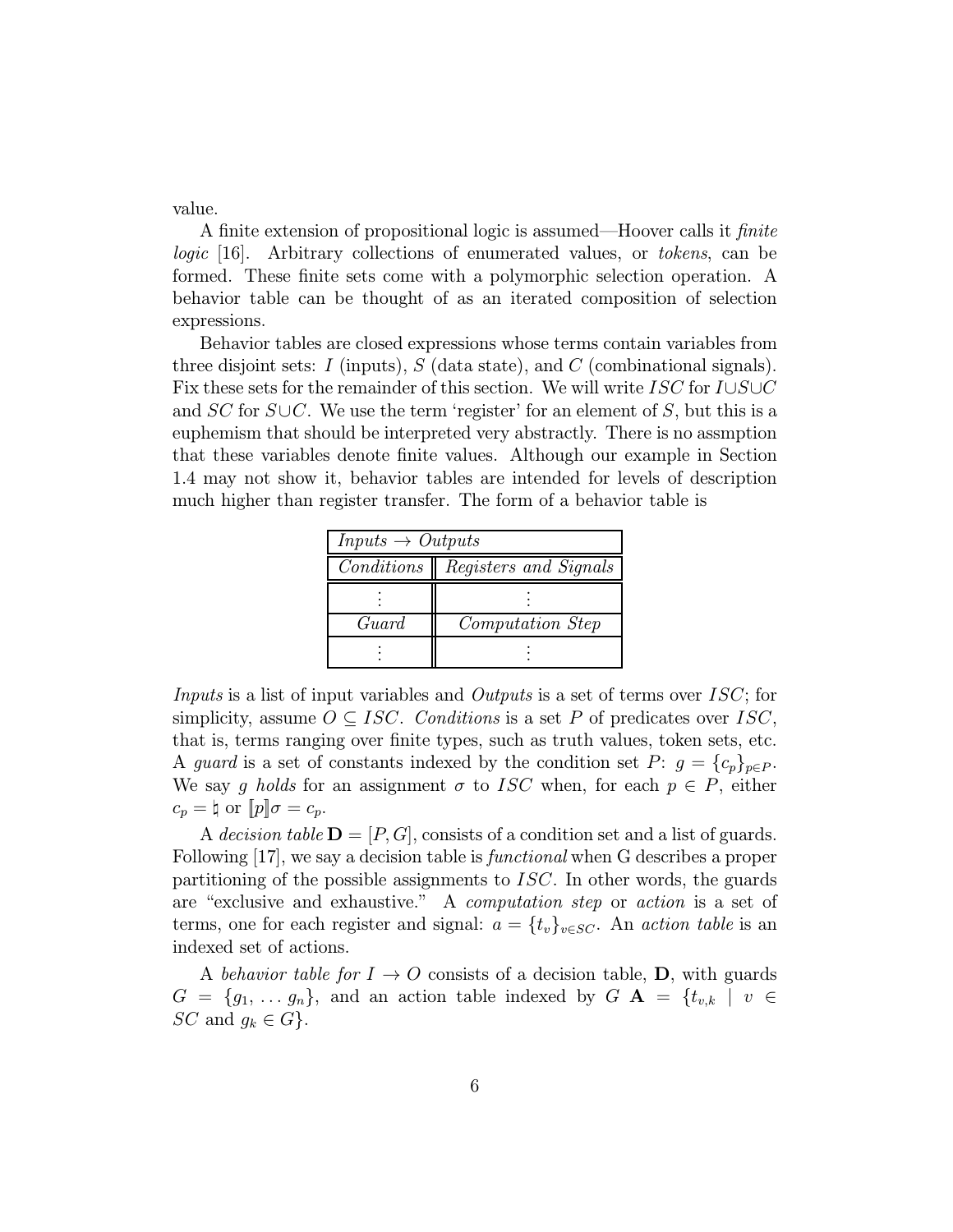value.

A finite extension of propositional logic is assumed—Hoover calls it *finite logic* [16]. Arbitrary collections of enumerated values, or *tokens*, can be formed. These finite sets come with a polymorphic selection operation. A behavior table can be thought of as an iterated composition of selection expressions.

Behavior tables are closed expressions whose terms contain variables from three disjoint sets: $I$ (inputs), $S$ (data state), and $C$ (combinational signals). Fix these sets for the remainder of this section. We will write $ISC$ for $I \cup S \cup C$ and $SC$ for $S \cup C$. We use the term 'register' for an element of $S$, but this is a euphemism that should be interpreted very abstractly. There is no assmption that these variables denote finite values. Although our example in Section 1.4 may not show it, behavior tables are intended for levels of description much higher than register transfer. The form of a behavior table is

| *Inputs* $\rightarrow$ *Outputs* | |
|---|---|
| *Conditions* | *Registers and Signals* |
| $\vdots$ | $\vdots$ |
| *Guard* | *Computation Step* |
| $\vdots$ | $\vdots$ |

*Inputs* is a list of input variables and *Outputs* is a set of terms over $ISC$; for simplicity, assume $O \subseteq ISC$. *Conditions* is a set $P$ of predicates over $ISC$, that is, terms ranging over finite types, such as truth values, token sets, etc. A *guard* is a set of constants indexed by the condition set $P$: $g = \{c_p\}_{p \in P}$. We say $g$ *holds* for an assignment $\sigma$ to $ISC$ when, for each $p \in P$, either $c_p = \natural$ or $[\![p]\!]\sigma = c_p$.

A *decision table* $\mathbf{D} = [P, G]$, consists of a condition set and a list of guards. Following [17], we say a decision table is *functional* when G describes a proper partitioning of the possible assignments to $ISC$. In other words, the guards are "exclusive and exhaustive." A *computation step* or *action* is a set of terms, one for each register and signal: $a = \{t_v\}_{v \in SC}$. An *action table* is an indexed set of actions.

A *behavior table for* $I \rightarrow O$ consists of a decision table, $\mathbf{D}$, with guards $G = \{g_1, \ldots g_n\}$, and an action table indexed by $G$ $\mathbf{A} = \{t_{v,k} \mid v \in SC \text{ and } g_k \in G\}$.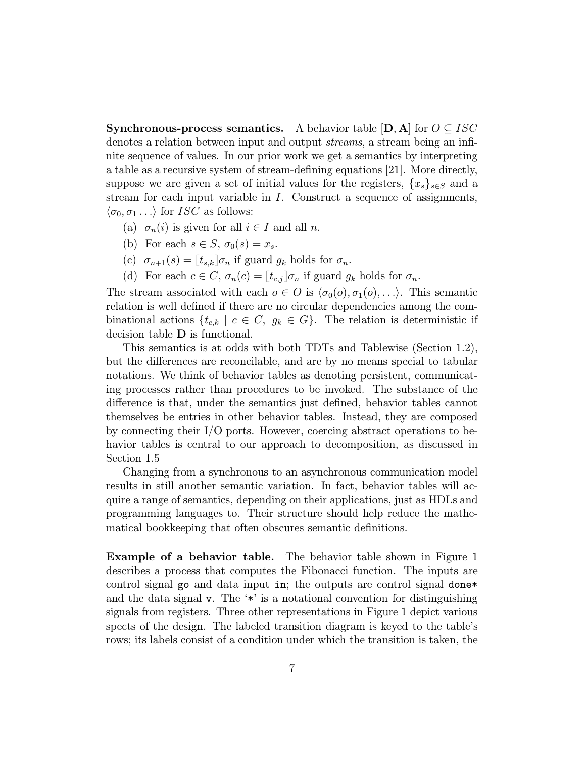**Synchronous-process semantics.** A behavior table $[\mathbf{D}, \mathbf{A}]$ for $O \subseteq ISC$ denotes a relation between input and output *streams*, a stream being an infinite sequence of values. In our prior work we get a semantics by interpreting a table as a recursive system of stream-defining equations [21]. More directly, suppose we are given a set of initial values for the registers, $\{x_s\}_{s \in S}$ and a stream for each input variable in $I$. Construct a sequence of assignments, $\langle \sigma_0, \sigma_1 \ldots \rangle$ for $ISC$ as follows:

(a) $\sigma_n(i)$ is given for all $i \in I$ and all $n$.

(b) For each $s \in S$, $\sigma_0(s) = x_s$.

(c) $\sigma_{n+1}(s) = [\![t_{s,k}]\!]\sigma_n$ if guard $g_k$ holds for $\sigma_n$.

(d) For each $c \in C$, $\sigma_n(c) = [\![t_{c,j}]\!]\sigma_n$ if guard $g_k$ holds for $\sigma_n$.

The stream associated with each $o \in O$ is $\langle \sigma_0(o), \sigma_1(o), \ldots \rangle$. This semantic relation is well defined if there are no circular dependencies among the combinational actions $\{t_{c,k} \mid c \in C,\ g_k \in G\}$. The relation is deterministic if decision table $\mathbf{D}$ is functional.

This semantics is at odds with both TDTs and Tablewise (Section 1.2), but the differences are reconcilable, and are by no means special to tabular notations. We think of behavior tables as denoting persistent, communicating processes rather than procedures to be invoked. The substance of the difference is that, under the semantics just defined, behavior tables cannot themselves be entries in other behavior tables. Instead, they are composed by connecting their I/O ports. However, coercing abstract operations to behavior tables is central to our approach to decomposition, as discussed in Section 1.5

Changing from a synchronous to an asynchronous communication model results in still another semantic variation. In fact, behavior tables will acquire a range of semantics, depending on their applications, just as HDLs and programming languages to. Their structure should help reduce the mathematical bookkeeping that often obscures semantic definitions.

**Example of a behavior table.** The behavior table shown in Figure 1 describes a process that computes the Fibonacci function. The inputs are control signal `go` and data input `in`; the outputs are control signal `done*` and the data signal `v`. The '`*`' is a notational convention for distinguishing signals from registers. Three other representations in Figure 1 depict various spects of the design. The labeled transition diagram is keyed to the table's rows; its labels consist of a condition under which the transition is taken, the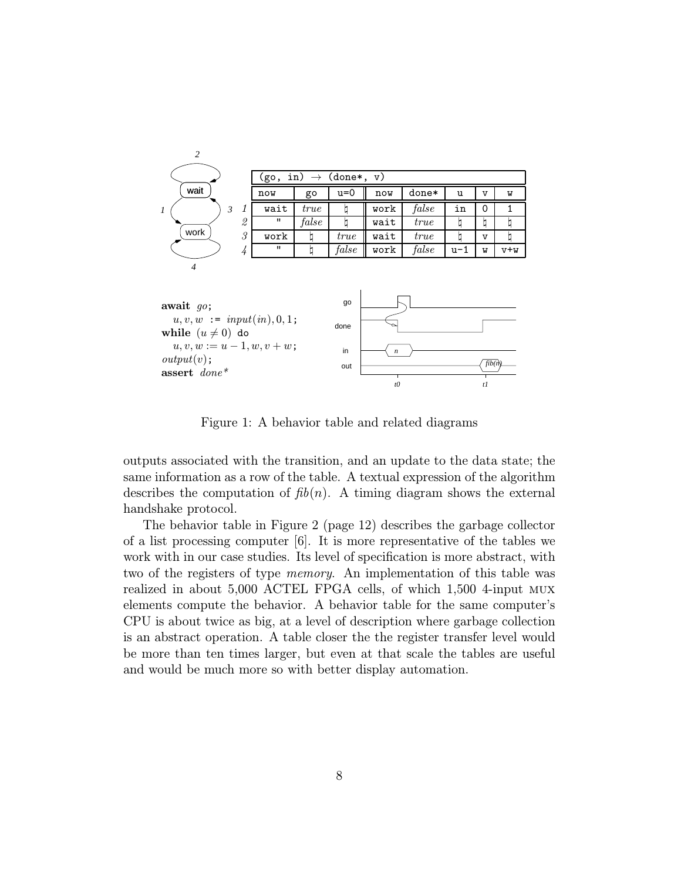| (go, in) → (done*, v) | | | | | | | | | |
|---|---|---|---|---|---|---|---|---|---|
| | now | go | u=0 | now | done* | u | v | w |
| *1* | wait | *true* | ♮ | work | *false* | in | 0 | 1 |
| *2* | " | *false* | ♮ | wait | *true* | ♮ | ♮ | ♮ |
| *3* | work | ♮ | *true* | wait | *true* | ♮ | v | ♮ |
| *4* | " | ♮ | *false* | work | *false* | u-1 | w | v+w |

```
await go;
  u, v, w := input(in), 0, 1;
while (u ≠ 0) do
  u, v, w := u − 1, w, v + w;
output(v);
assert done*
```

Figure 1: A behavior table and related diagrams

outputs associated with the transition, and an update to the data state; the same information as a row of the table. A textual expression of the algorithm describes the computation of $fib(n)$. A timing diagram shows the external handshake protocol.

The behavior table in Figure 2 (page 12) describes the garbage collector of a list processing computer [6]. It is more representative of the tables we work with in our case studies. Its level of specification is more abstract, with two of the registers of type *memory*. An implementation of this table was realized in about 5,000 ACTEL FPGA cells, of which 1,500 4-input MUX elements compute the behavior. A behavior table for the same computer's CPU is about twice as big, at a level of description where garbage collection is an abstract operation. A table closer the the register transfer level would be more than ten times larger, but even at that scale the tables are useful and would be much more so with better display automation.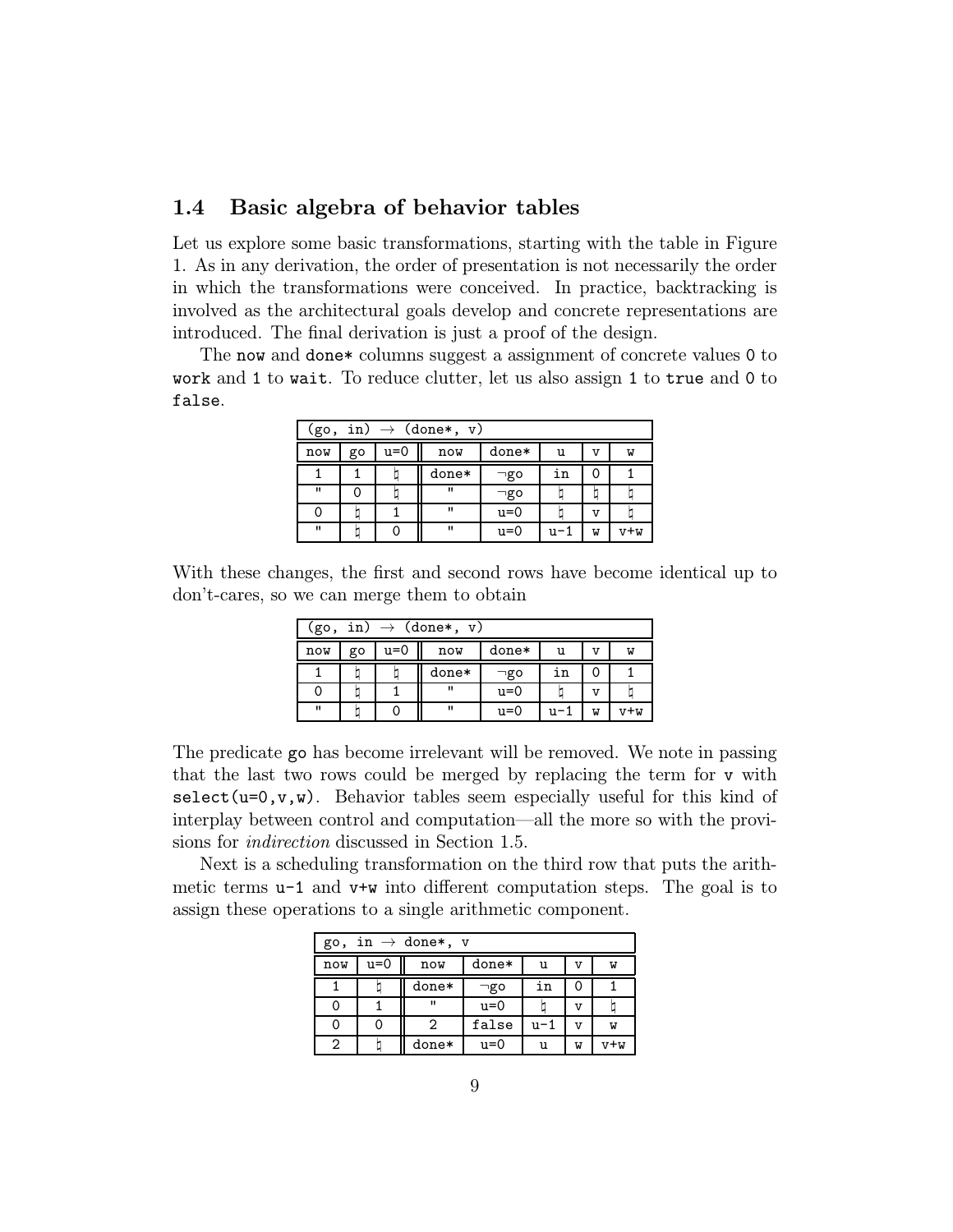## 1.4 Basic algebra of behavior tables

Let us explore some basic transformations, starting with the table in Figure 1. As in any derivation, the order of presentation is not necessarily the order in which the transformations were conceived. In practice, backtracking is involved as the architectural goals develop and concrete representations are introduced. The final derivation is just a proof of the design.

The `now` and `done*` columns suggest a assignment of concrete values `0` to `work` and `1` to `wait`. To reduce clutter, let us also assign `1` to `true` and `0` to `false`.

| (go, in) → (done*, v) | | | | | | | |
|---|---|---|---|---|---|---|---|
| now | go | u=0 | now | done* | u | v | w |
| 1 | 1 | ♮ | done* | ¬go | in | 0 | 1 |
| " | 0 | ♮ | " | ¬go | ♮ | ♮ | ♮ |
| 0 | ♮ | 1 | " | u=0 | ♮ | v | ♮ |
| " | ♮ | 0 | " | u=0 | u-1 | w | v+w |

With these changes, the first and second rows have become identical up to don't-cares, so we can merge them to obtain

| (go, in) → (done*, v) | | | | | | | |
|---|---|---|---|---|---|---|---|
| now | go | u=0 | now | done* | u | v | w |
| 1 | ♮ | ♮ | done* | ¬go | in | 0 | 1 |
| 0 | ♮ | 1 | " | u=0 | ♮ | v | ♮ |
| " | ♮ | 0 | " | u=0 | u-1 | w | v+w |

The predicate `go` has become irrelevant will be removed. We note in passing that the last two rows could be merged by replacing the term for `v` with `select(u=0,v,w)`. Behavior tables seem especially useful for this kind of interplay between control and computation—all the more so with the provisions for *indirection* discussed in Section 1.5.

Next is a scheduling transformation on the third row that puts the arithmetic terms `u-1` and `v+w` into different computation steps. The goal is to assign these operations to a single arithmetic component.

| go, in → done*, v | | | | | | |
|---|---|---|---|---|---|---|
| now | u=0 | now | done* | u | v | w |
| 1 | ♮ | done* | ¬go | in | 0 | 1 |
| 0 | 1 | " | u=0 | ♮ | v | ♮ |
| 0 | 0 | 2 | false | u-1 | v | w |
| 2 | ♮ | done* | u=0 | u | w | v+w |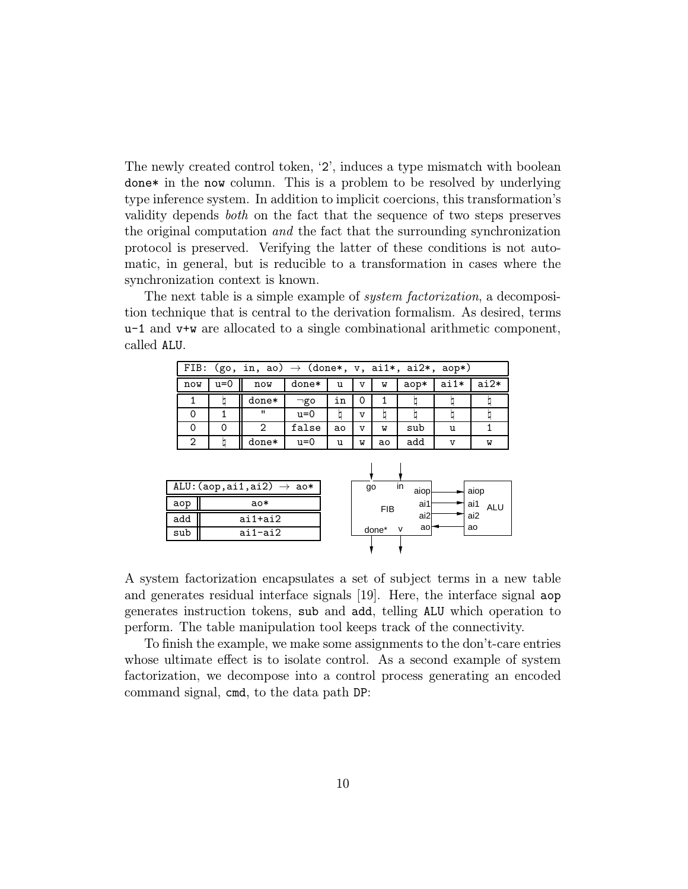The newly created control token, '2', induces a type mismatch with boolean `done*` in the `now` column. This is a problem to be resolved by underlying type inference system. In addition to implicit coercions, this transformation's validity depends *both* on the fact that the sequence of two steps preserves the original computation *and* the fact that the surrounding synchronization protocol is preserved. Verifying the latter of these conditions is not automatic, in general, but is reducible to a transformation in cases where the synchronization context is known.

The next table is a simple example of *system factorization*, a decomposition technique that is central to the derivation formalism. As desired, terms `u-1` and `v+w` are allocated to a single combinational arithmetic component, called `ALU`.

| FIB: (go, in, ao) → (done*, v, ai1*, ai2*, aop*) | | | | | | | | | |
|---|---|---|---|---|---|---|---|---|---|
| now | u=0 | now | done* | u | v | w | aop* | ai1* | ai2* |
| 1 | ♮ | done* | ¬go | in | 0 | 1 | ♮ | ♮ | ♮ |
| 0 | 1 | " | u=0 | ♮ | v | ♮ | ♮ | ♮ | ♮ |
| 0 | 0 | 2 | false | ao | v | w | sub | u | 1 |
| 2 | ♮ | done* | u=0 | u | w | ao | add | v | w |

| ALU:(aop,ai1,ai2) → ao* | |
|---|---|
| aop | ao* |
| add | ai1+ai2 |
| sub | ai1-ai2 |

A system factorization encapsulates a set of subject terms in a new table and generates residual interface signals [19]. Here, the interface signal `aop` generates instruction tokens, `sub` and `add`, telling `ALU` which operation to perform. The table manipulation tool keeps track of the connectivity.

To finish the example, we make some assignments to the don't-care entries whose ultimate effect is to isolate control. As a second example of system factorization, we decompose into a control process generating an encoded command signal, `cmd`, to the data path `DP`: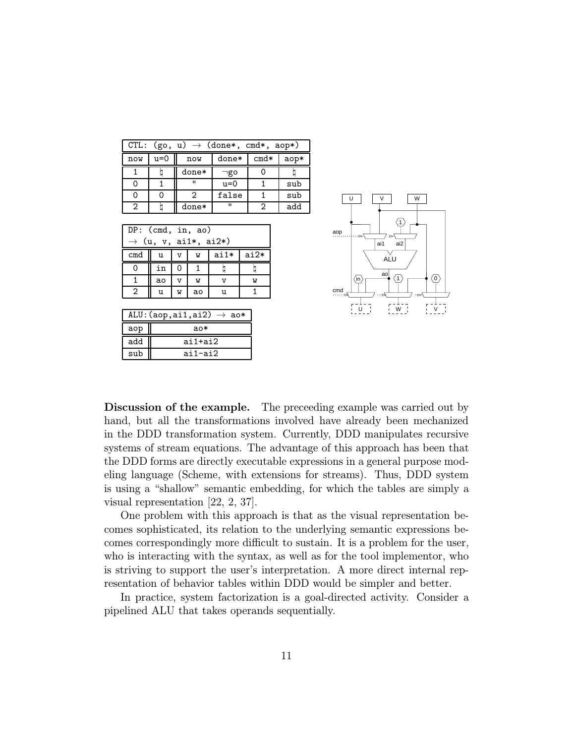| CTL: (go, u) → (done*, cmd*, aop*) | | | | | |
|---|---|---|---|---|---|
| now | u=0 | now | done* | cmd* | aop* |
| 1 | ♮ | done* | ¬go | 0 | ♮ |
| 0 | 1 | " | u=0 | 1 | sub |
| 0 | 0 | 2 | false | 1 | sub |
| 2 | ♮ | done* | " | 2 | add |

| DP: (cmd, in, ao) → (u, v, ai1*, ai2*) | | | | | |
|---|---|---|---|---|---|
| cmd | u | v | w | ai1* | ai2* |
| 0 | in | 0 | 1 | ♮ | ♮ |
| 1 | ao | v | w | v | w |
| 2 | u | w | ao | u | 1 |

| ALU:(aop,ai1,ai2) → ao* | |
|---|---|
| aop | ao* |
| add | ai1+ai2 |
| sub | ai1-ai2 |

**Discussion of the example.** The preceeding example was carried out by hand, but all the transformations involved have already been mechanized in the DDD transformation system. Currently, DDD manipulates recursive systems of stream equations. The advantage of this approach has been that the DDD forms are directly executable expressions in a general purpose modeling language (Scheme, with extensions for streams). Thus, DDD system is using a "shallow" semantic embedding, for which the tables are simply a visual representation [22, 2, 37].

One problem with this approach is that as the visual representation becomes sophisticated, its relation to the underlying semantic expressions becomes correspondingly more difficult to sustain. It is a problem for the user, who is interacting with the syntax, as well as for the tool implementor, who is striving to support the user's interpretation. A more direct internal representation of behavior tables within DDD would be simpler and better.

In practice, system factorization is a goal-directed activity. Consider a pipelined ALU that takes operands sequentially.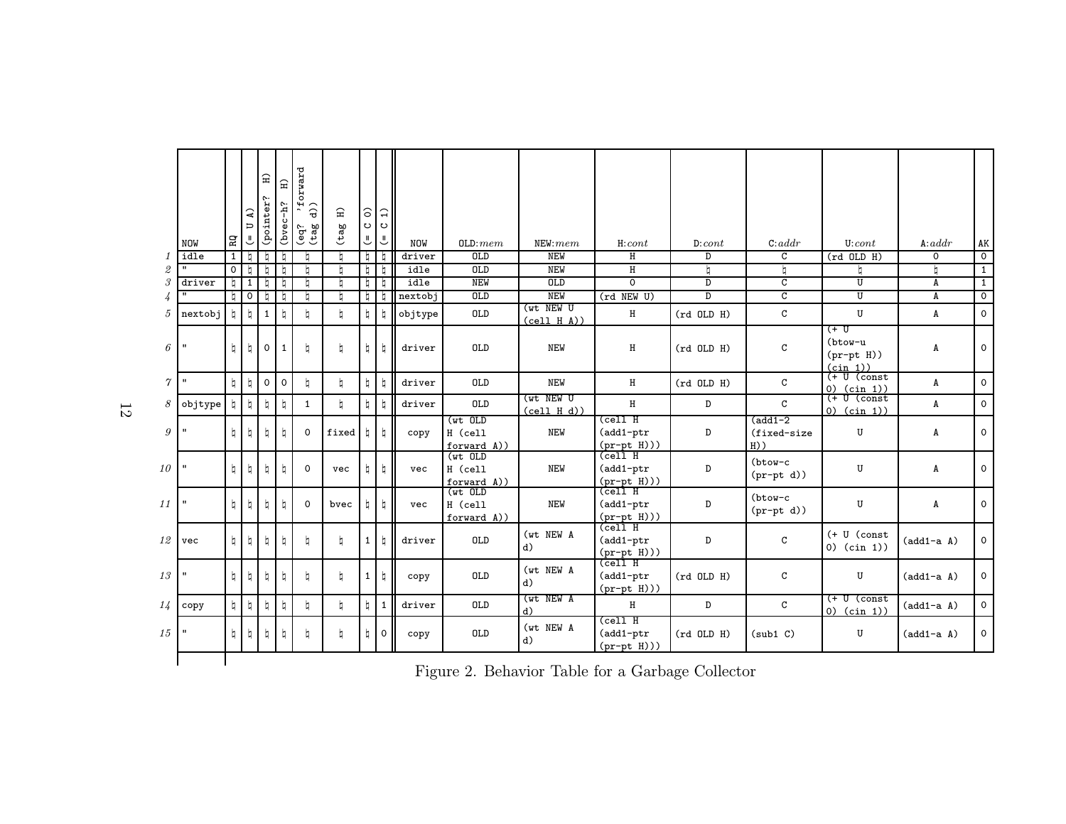| | NOW | RQ | (= U A) | (pointer? H) | (bvec-h? H) | (eq? 'forward (tag d)) | (tag H) | (= C 0) | (= C 1) | NOW | OLD:*mem* | NEW:*mem* | H:*cont* | D:*cont* | C:*addr* | U:*cont* | A:*addr* | AK |
|---|---|---|---|---|---|---|---|---|---|---|---|---|---|---|---|---|---|---|
| *1* | idle | 1 | ♮ | ♮ | ♮ | ♮ | ♮ | ♮ | ♮ | driver | OLD | NEW | H | D | C | (rd OLD H) | 0 | 0 |
| *2* | " | 0 | ♮ | ♮ | ♮ | ♮ | ♮ | ♮ | ♮ | idle | OLD | NEW | H | ♮ | ♮ | ♮ | ♮ | 1 |
| *3* | driver | ♮ | 1 | ♮ | ♮ | ♮ | ♮ | ♮ | ♮ | idle | NEW | OLD | 0 | D | C | U | A | 1 |
| *4* | " | ♮ | 0 | ♮ | ♮ | ♮ | ♮ | ♮ | ♮ | nextobj | OLD | NEW | (rd NEW U) | D | C | U | A | 0 |
| *5* | nextobj | ♮ | ♮ | 1 | ♮ | ♮ | ♮ | ♮ | ♮ | objtype | OLD | (wt NEW U (cell H A)) | H | (rd OLD H) | C | U | A | 0 |
| *6* | " | ♮ | ♮ | 0 | 1 | ♮ | ♮ | ♮ | ♮ | driver | OLD | NEW | H | (rd OLD H) | C | (+ U (btow-u (pr-pt H)) (cin 1)) | A | 0 |
| *7* | " | ♮ | ♮ | 0 | 0 | ♮ | ♮ | ♮ | ♮ | driver | OLD | NEW | H | (rd OLD H) | C | (+ U (const 0) (cin 1)) | A | 0 |
| *8* | objtype | ♮ | ♮ | ♮ | ♮ | 1 | ♮ | ♮ | ♮ | driver | OLD | (wt NEW U (cell H d)) | H | D | C | (+ U (const 0) (cin 1)) | A | 0 |
| *9* | " | ♮ | ♮ | ♮ | ♮ | 0 | fixed | ♮ | ♮ | copy | (wt OLD H (cell forward A)) | NEW | (cell H (add1-ptr (pr-pt H))) | D | (add1-2 (fixed-size H)) | U | A | 0 |
| *10* | " | ♮ | ♮ | ♮ | ♮ | 0 | vec | ♮ | ♮ | vec | (wt OLD H (cell forward A)) | NEW | (cell H (add1-ptr (pr-pt H))) | D | (btow-c (pr-pt d)) | U | A | 0 |
| *11* | " | ♮ | ♮ | ♮ | ♮ | 0 | bvec | ♮ | ♮ | vec | (wt OLD H (cell forward A)) | NEW | (cell H (add1-ptr (pr-pt H))) | D | (btow-c (pr-pt d)) | U | A | 0 |
| *12* | vec | ♮ | ♮ | ♮ | ♮ | ♮ | ♮ | 1 | ♮ | driver | OLD | (wt NEW A d) | (cell H (add1-ptr (pr-pt H))) | D | C | (+ U (const 0) (cin 1)) | (add1-a A) | 0 |
| *13* | " | ♮ | ♮ | ♮ | ♮ | ♮ | ♮ | 1 | ♮ | copy | OLD | (wt NEW A d) | (cell H (add1-ptr (pr-pt H))) | (rd OLD H) | C | U | (add1-a A) | 0 |
| *14* | copy | ♮ | ♮ | ♮ | ♮ | ♮ | ♮ | ♮ | 1 | driver | OLD | (wt NEW A d) | H | D | C | (+ U (const 0) (cin 1)) | (add1-a A) | 0 |
| *15* | " | ♮ | ♮ | ♮ | ♮ | ♮ | ♮ | ♮ | 0 | copy | OLD | (wt NEW A d) | (cell H (add1-ptr (pr-pt H))) | (rd OLD H) | (sub1 C) | U | (add1-a A) | 0 |

Figure 2. Behavior Table for a Garbage Collector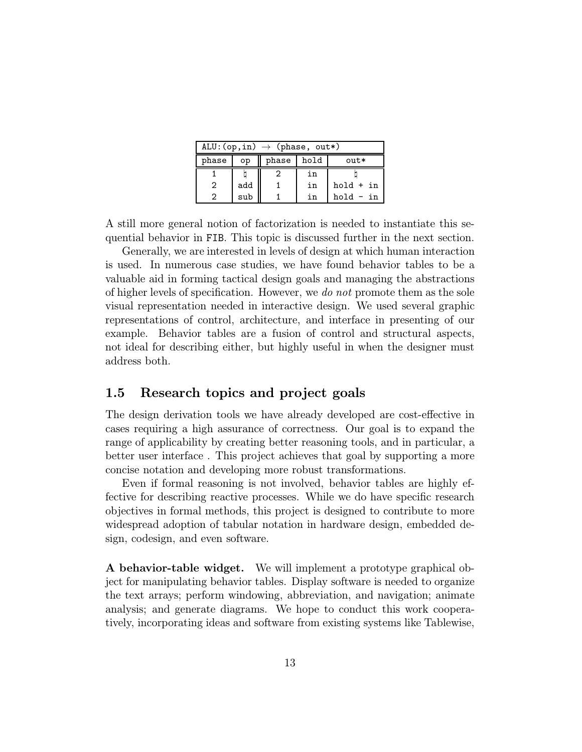| ALU:(op,in) → (phase, out*) | | | | |
|---|---|---|---|---|
| phase | op | phase | hold | out* |
| 1 | ♮ | 2 | in | ♮ |
| 2 | add | 1 | in | hold + in |
| 2 | sub | 1 | in | hold - in |

A still more general notion of factorization is needed to instantiate this sequential behavior in FIB. This topic is discussed further in the next section.

Generally, we are interested in levels of design at which human interaction is used. In numerous case studies, we have found behavior tables to be a valuable aid in forming tactical design goals and managing the abstractions of higher levels of specification. However, we *do not* promote them as the sole visual representation needed in interactive design. We used several graphic representations of control, architecture, and interface in presenting of our example. Behavior tables are a fusion of control and structural aspects, not ideal for describing either, but highly useful in when the designer must address both.

## 1.5 Research topics and project goals

The design derivation tools we have already developed are cost-effective in cases requiring a high assurance of correctness. Our goal is to expand the range of applicability by creating better reasoning tools, and in particular, a better user interface . This project achieves that goal by supporting a more concise notation and developing more robust transformations.

Even if formal reasoning is not involved, behavior tables are highly effective for describing reactive processes. While we do have specific research objectives in formal methods, this project is designed to contribute to more widespread adoption of tabular notation in hardware design, embedded design, codesign, and even software.

**A behavior-table widget.** We will implement a prototype graphical object for manipulating behavior tables. Display software is needed to organize the text arrays; perform windowing, abbreviation, and navigation; animate analysis; and generate diagrams. We hope to conduct this work cooperatively, incorporating ideas and software from existing systems like Tablewise,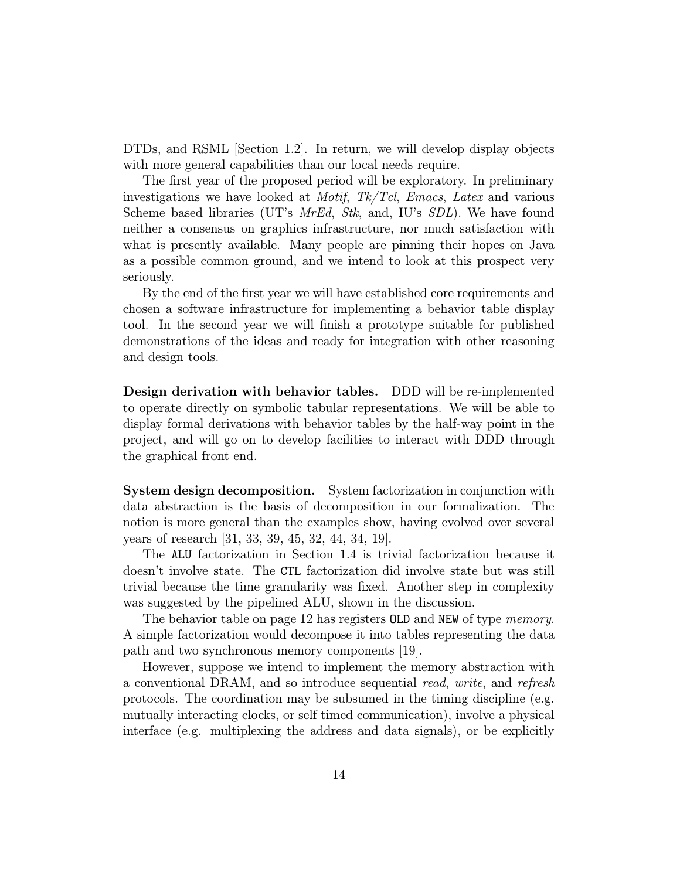DTDs, and RSML [Section 1.2]. In return, we will develop display objects with more general capabilities than our local needs require.

The first year of the proposed period will be exploratory. In preliminary investigations we have looked at *Motif*, *Tk/Tcl*, *Emacs*, *Latex* and various Scheme based libraries (UT's *MrEd*, *Stk*, and, IU's *SDL*). We have found neither a consensus on graphics infrastructure, nor much satisfaction with what is presently available. Many people are pinning their hopes on Java as a possible common ground, and we intend to look at this prospect very seriously.

By the end of the first year we will have established core requirements and chosen a software infrastructure for implementing a behavior table display tool. In the second year we will finish a prototype suitable for published demonstrations of the ideas and ready for integration with other reasoning and design tools.

**Design derivation with behavior tables.** DDD will be re-implemented to operate directly on symbolic tabular representations. We will be able to display formal derivations with behavior tables by the half-way point in the project, and will go on to develop facilities to interact with DDD through the graphical front end.

**System design decomposition.** System factorization in conjunction with data abstraction is the basis of decomposition in our formalization. The notion is more general than the examples show, having evolved over several years of research [31, 33, 39, 45, 32, 44, 34, 19].

The `ALU` factorization in Section 1.4 is trivial factorization because it doesn't involve state. The `CTL` factorization did involve state but was still trivial because the time granularity was fixed. Another step in complexity was suggested by the pipelined ALU, shown in the discussion.

The behavior table on page 12 has registers `OLD` and `NEW` of type *memory*. A simple factorization would decompose it into tables representing the data path and two synchronous memory components [19].

However, suppose we intend to implement the memory abstraction with a conventional DRAM, and so introduce sequential *read*, *write*, and *refresh* protocols. The coordination may be subsumed in the timing discipline (e.g. mutually interacting clocks, or self timed communication), involve a physical interface (e.g. multiplexing the address and data signals), or be explicitly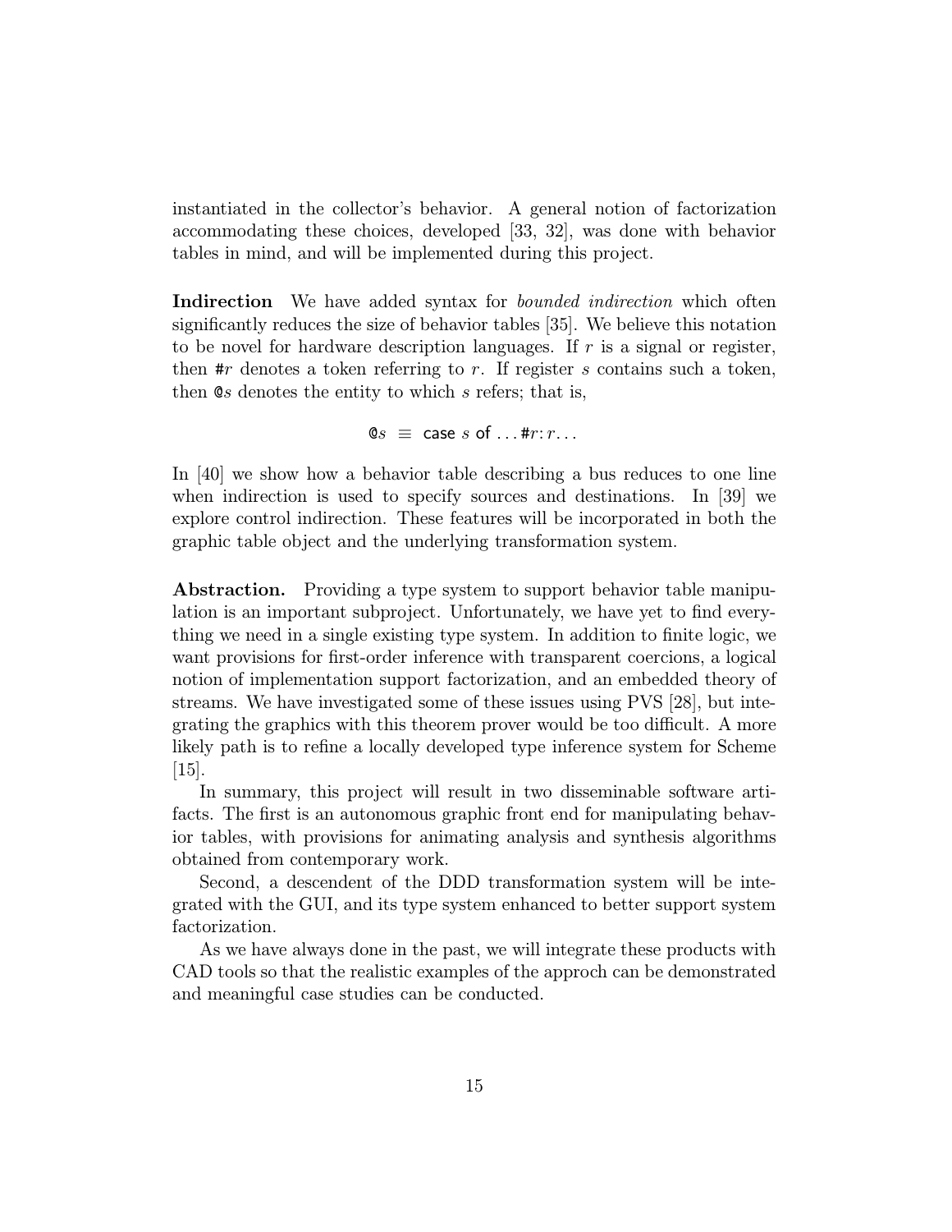instantiated in the collector's behavior. A general notion of factorization accommodating these choices, developed [33, 32], was done with behavior tables in mind, and will be implemented during this project.

**Indirection** We have added syntax for *bounded indirection* which often significantly reduces the size of behavior tables [35]. We believe this notation to be novel for hardware description languages. If $r$ is a signal or register, then #$r$ denotes a token referring to $r$. If register $s$ contains such a token, then @$s$ denotes the entity to which $s$ refers; that is,

$$@s \;\equiv\; \mathsf{case}\ s\ \mathsf{of}\ \ldots \#r\!:r\ldots$$

In [40] we show how a behavior table describing a bus reduces to one line when indirection is used to specify sources and destinations. In [39] we explore control indirection. These features will be incorporated in both the graphic table object and the underlying transformation system.

**Abstraction.** Providing a type system to support behavior table manipulation is an important subproject. Unfortunately, we have yet to find everything we need in a single existing type system. In addition to finite logic, we want provisions for first-order inference with transparent coercions, a logical notion of implementation support factorization, and an embedded theory of streams. We have investigated some of these issues using PVS [28], but integrating the graphics with this theorem prover would be too difficult. A more likely path is to refine a locally developed type inference system for Scheme [15].

In summary, this project will result in two disseminable software artifacts. The first is an autonomous graphic front end for manipulating behavior tables, with provisions for animating analysis and synthesis algorithms obtained from contemporary work.

Second, a descendent of the DDD transformation system will be integrated with the GUI, and its type system enhanced to better support system factorization.

As we have always done in the past, we will integrate these products with CAD tools so that the realistic examples of the approch can be demonstrated and meaningful case studies can be conducted.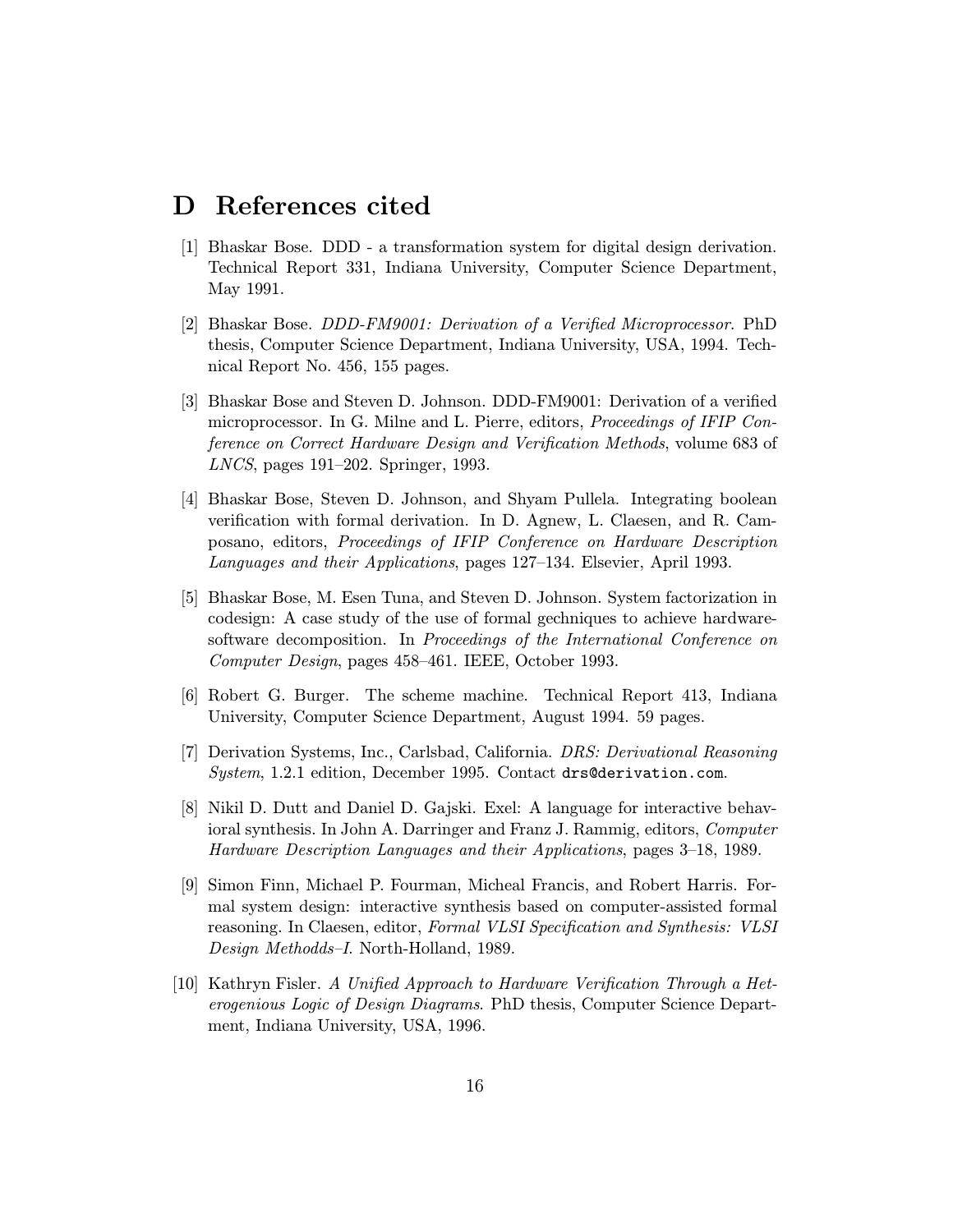# D References cited

[1] Bhaskar Bose. DDD - a transformation system for digital design derivation. Technical Report 331, Indiana University, Computer Science Department, May 1991.

[2] Bhaskar Bose. *DDD-FM9001: Derivation of a Verified Microprocessor*. PhD thesis, Computer Science Department, Indiana University, USA, 1994. Technical Report No. 456, 155 pages.

[3] Bhaskar Bose and Steven D. Johnson. DDD-FM9001: Derivation of a verified microprocessor. In G. Milne and L. Pierre, editors, *Proceedings of IFIP Conference on Correct Hardware Design and Verification Methods*, volume 683 of *LNCS*, pages 191–202. Springer, 1993.

[4] Bhaskar Bose, Steven D. Johnson, and Shyam Pullela. Integrating boolean verification with formal derivation. In D. Agnew, L. Claesen, and R. Camposano, editors, *Proceedings of IFIP Conference on Hardware Description Languages and their Applications*, pages 127–134. Elsevier, April 1993.

[5] Bhaskar Bose, M. Esen Tuna, and Steven D. Johnson. System factorization in codesign: A case study of the use of formal gechniques to achieve hardware-software decomposition. In *Proceedings of the International Conference on Computer Design*, pages 458–461. IEEE, October 1993.

[6] Robert G. Burger. The scheme machine. Technical Report 413, Indiana University, Computer Science Department, August 1994. 59 pages.

[7] Derivation Systems, Inc., Carlsbad, California. *DRS: Derivational Reasoning System*, 1.2.1 edition, December 1995. Contact `drs@derivation.com`.

[8] Nikil D. Dutt and Daniel D. Gajski. Exel: A language for interactive behavioral synthesis. In John A. Darringer and Franz J. Rammig, editors, *Computer Hardware Description Languages and their Applications*, pages 3–18, 1989.

[9] Simon Finn, Michael P. Fourman, Micheal Francis, and Robert Harris. Formal system design: interactive synthesis based on computer-assisted formal reasoning. In Claesen, editor, *Formal VLSI Specification and Synthesis: VLSI Design Methodds–I*. North-Holland, 1989.

[10] Kathryn Fisler. *A Unified Approach to Hardware Verification Through a Heterogenious Logic of Design Diagrams*. PhD thesis, Computer Science Department, Indiana University, USA, 1996.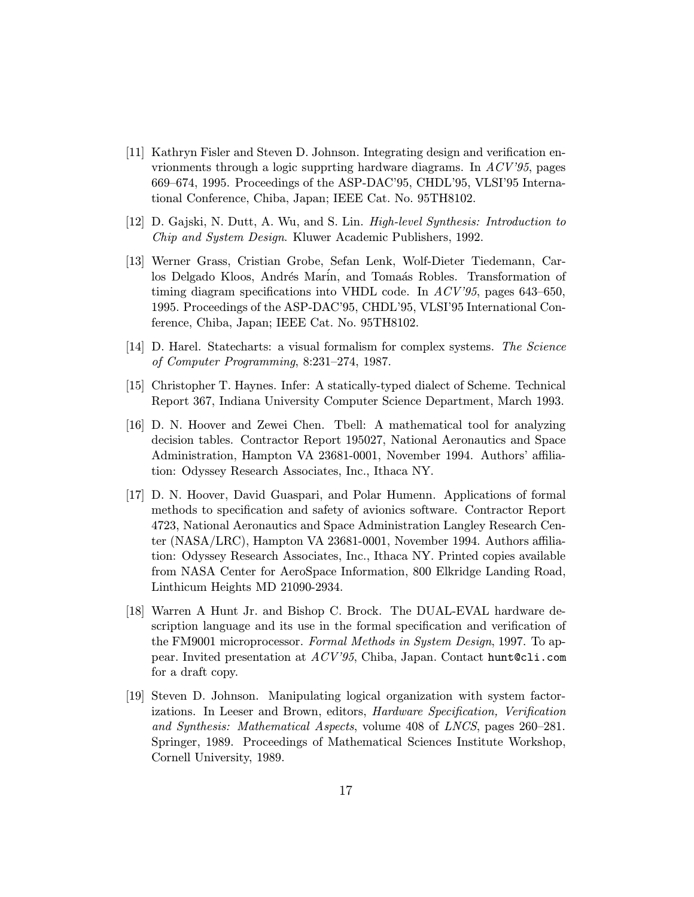[11] Kathryn Fisler and Steven D. Johnson. Integrating design and verification envrionments through a logic supprting hardware diagrams. In *ACV'95*, pages 669–674, 1995. Proceedings of the ASP-DAC'95, CHDL'95, VLSI'95 International Conference, Chiba, Japan; IEEE Cat. No. 95TH8102.

[12] D. Gajski, N. Dutt, A. Wu, and S. Lin. *High-level Synthesis: Introduction to Chip and System Design*. Kluwer Academic Publishers, 1992.

[13] Werner Grass, Cristian Grobe, Sefan Lenk, Wolf-Dieter Tiedemann, Carlos Delgado Kloos, Andrés Marín, and Tomaás Robles. Transformation of timing diagram specifications into VHDL code. In *ACV'95*, pages 643–650, 1995. Proceedings of the ASP-DAC'95, CHDL'95, VLSI'95 International Conference, Chiba, Japan; IEEE Cat. No. 95TH8102.

[14] D. Harel. Statecharts: a visual formalism for complex systems. *The Science of Computer Programming*, 8:231–274, 1987.

[15] Christopher T. Haynes. Infer: A statically-typed dialect of Scheme. Technical Report 367, Indiana University Computer Science Department, March 1993.

[16] D. N. Hoover and Zewei Chen. Tbell: A mathematical tool for analyzing decision tables. Contractor Report 195027, National Aeronautics and Space Administration, Hampton VA 23681-0001, November 1994. Authors' affiliation: Odyssey Research Associates, Inc., Ithaca NY.

[17] D. N. Hoover, David Guaspari, and Polar Humenn. Applications of formal methods to specification and safety of avionics software. Contractor Report 4723, National Aeronautics and Space Administration Langley Research Center (NASA/LRC), Hampton VA 23681-0001, November 1994. Authors affiliation: Odyssey Research Associates, Inc., Ithaca NY. Printed copies available from NASA Center for AeroSpace Information, 800 Elkridge Landing Road, Linthicum Heights MD 21090-2934.

[18] Warren A Hunt Jr. and Bishop C. Brock. The DUAL-EVAL hardware description language and its use in the formal specification and verification of the FM9001 microprocessor. *Formal Methods in System Design*, 1997. To appear. Invited presentation at *ACV'95*, Chiba, Japan. Contact `hunt@cli.com` for a draft copy.

[19] Steven D. Johnson. Manipulating logical organization with system factorizations. In Leeser and Brown, editors, *Hardware Specification, Verification and Synthesis: Mathematical Aspects*, volume 408 of *LNCS*, pages 260–281. Springer, 1989. Proceedings of Mathematical Sciences Institute Workshop, Cornell University, 1989.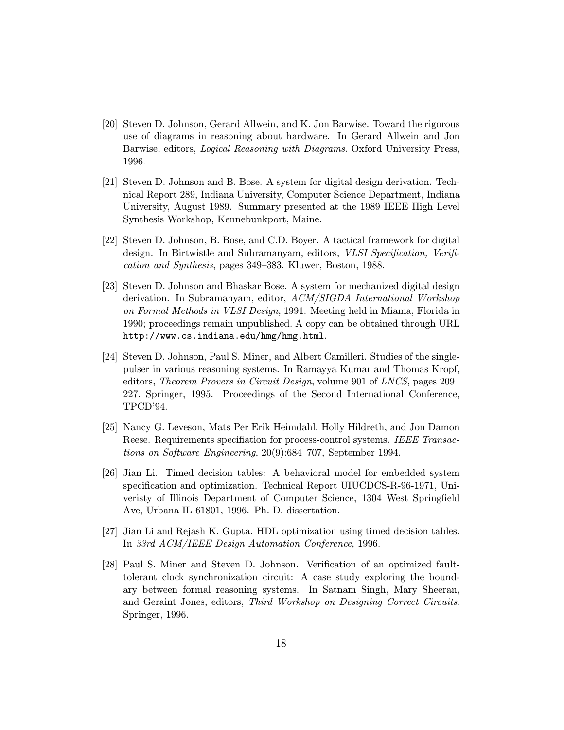[20] Steven D. Johnson, Gerard Allwein, and K. Jon Barwise. Toward the rigorous use of diagrams in reasoning about hardware. In Gerard Allwein and Jon Barwise, editors, *Logical Reasoning with Diagrams*. Oxford University Press, 1996.

[21] Steven D. Johnson and B. Bose. A system for digital design derivation. Technical Report 289, Indiana University, Computer Science Department, Indiana University, August 1989. Summary presented at the 1989 IEEE High Level Synthesis Workshop, Kennebunkport, Maine.

[22] Steven D. Johnson, B. Bose, and C.D. Boyer. A tactical framework for digital design. In Birtwistle and Subramanyam, editors, *VLSI Specification, Verification and Synthesis*, pages 349–383. Kluwer, Boston, 1988.

[23] Steven D. Johnson and Bhaskar Bose. A system for mechanized digital design derivation. In Subramanyam, editor, *ACM/SIGDA International Workshop on Formal Methods in VLSI Design*, 1991. Meeting held in Miama, Florida in 1990; proceedings remain unpublished. A copy can be obtained through URL `http://www.cs.indiana.edu/hmg/hmg.html`.

[24] Steven D. Johnson, Paul S. Miner, and Albert Camilleri. Studies of the single-pulser in various reasoning systems. In Ramayya Kumar and Thomas Kropf, editors, *Theorem Provers in Circuit Design*, volume 901 of *LNCS*, pages 209–227. Springer, 1995. Proceedings of the Second International Conference, TPCD'94.

[25] Nancy G. Leveson, Mats Per Erik Heimdahl, Holly Hildreth, and Jon Damon Reese. Requirements specifiation for process-control systems. *IEEE Transactions on Software Engineering*, 20(9):684–707, September 1994.

[26] Jian Li. Timed decision tables: A behavioral model for embedded system specification and optimization. Technical Report UIUCDCS-R-96-1971, Univeristy of Illinois Department of Computer Science, 1304 West Springfield Ave, Urbana IL 61801, 1996. Ph. D. dissertation.

[27] Jian Li and Rejash K. Gupta. HDL optimization using timed decision tables. In *33rd ACM/IEEE Design Automation Conference*, 1996.

[28] Paul S. Miner and Steven D. Johnson. Verification of an optimized fault-tolerant clock synchronization circuit: A case study exploring the boundary between formal reasoning systems. In Satnam Singh, Mary Sheeran, and Geraint Jones, editors, *Third Workshop on Designing Correct Circuits*. Springer, 1996.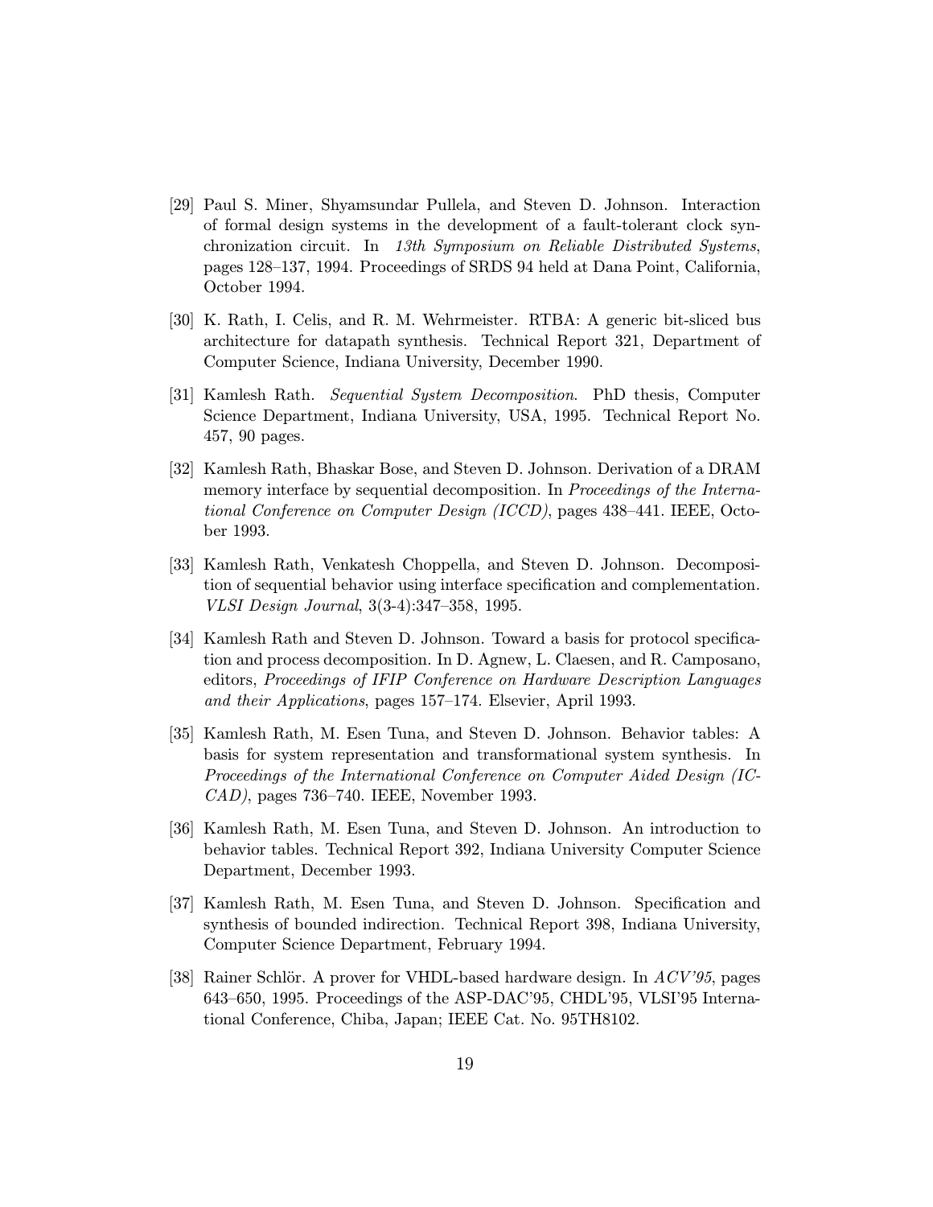[29] Paul S. Miner, Shyamsundar Pullela, and Steven D. Johnson. Interaction of formal design systems in the development of a fault-tolerant clock synchronization circuit. In *13th Symposium on Reliable Distributed Systems*, pages 128–137, 1994. Proceedings of SRDS 94 held at Dana Point, California, October 1994.

[30] K. Rath, I. Celis, and R. M. Wehrmeister. RTBA: A generic bit-sliced bus architecture for datapath synthesis. Technical Report 321, Department of Computer Science, Indiana University, December 1990.

[31] Kamlesh Rath. *Sequential System Decomposition*. PhD thesis, Computer Science Department, Indiana University, USA, 1995. Technical Report No. 457, 90 pages.

[32] Kamlesh Rath, Bhaskar Bose, and Steven D. Johnson. Derivation of a DRAM memory interface by sequential decomposition. In *Proceedings of the International Conference on Computer Design (ICCD)*, pages 438–441. IEEE, October 1993.

[33] Kamlesh Rath, Venkatesh Choppella, and Steven D. Johnson. Decomposition of sequential behavior using interface specification and complementation. *VLSI Design Journal*, 3(3-4):347–358, 1995.

[34] Kamlesh Rath and Steven D. Johnson. Toward a basis for protocol specification and process decomposition. In D. Agnew, L. Claesen, and R. Camposano, editors, *Proceedings of IFIP Conference on Hardware Description Languages and their Applications*, pages 157–174. Elsevier, April 1993.

[35] Kamlesh Rath, M. Esen Tuna, and Steven D. Johnson. Behavior tables: A basis for system representation and transformational system synthesis. In *Proceedings of the International Conference on Computer Aided Design (ICCAD)*, pages 736–740. IEEE, November 1993.

[36] Kamlesh Rath, M. Esen Tuna, and Steven D. Johnson. An introduction to behavior tables. Technical Report 392, Indiana University Computer Science Department, December 1993.

[37] Kamlesh Rath, M. Esen Tuna, and Steven D. Johnson. Specification and synthesis of bounded indirection. Technical Report 398, Indiana University, Computer Science Department, February 1994.

[38] Rainer Schlör. A prover for VHDL-based hardware design. In *ACV'95*, pages 643–650, 1995. Proceedings of the ASP-DAC'95, CHDL'95, VLSI'95 International Conference, Chiba, Japan; IEEE Cat. No. 95TH8102.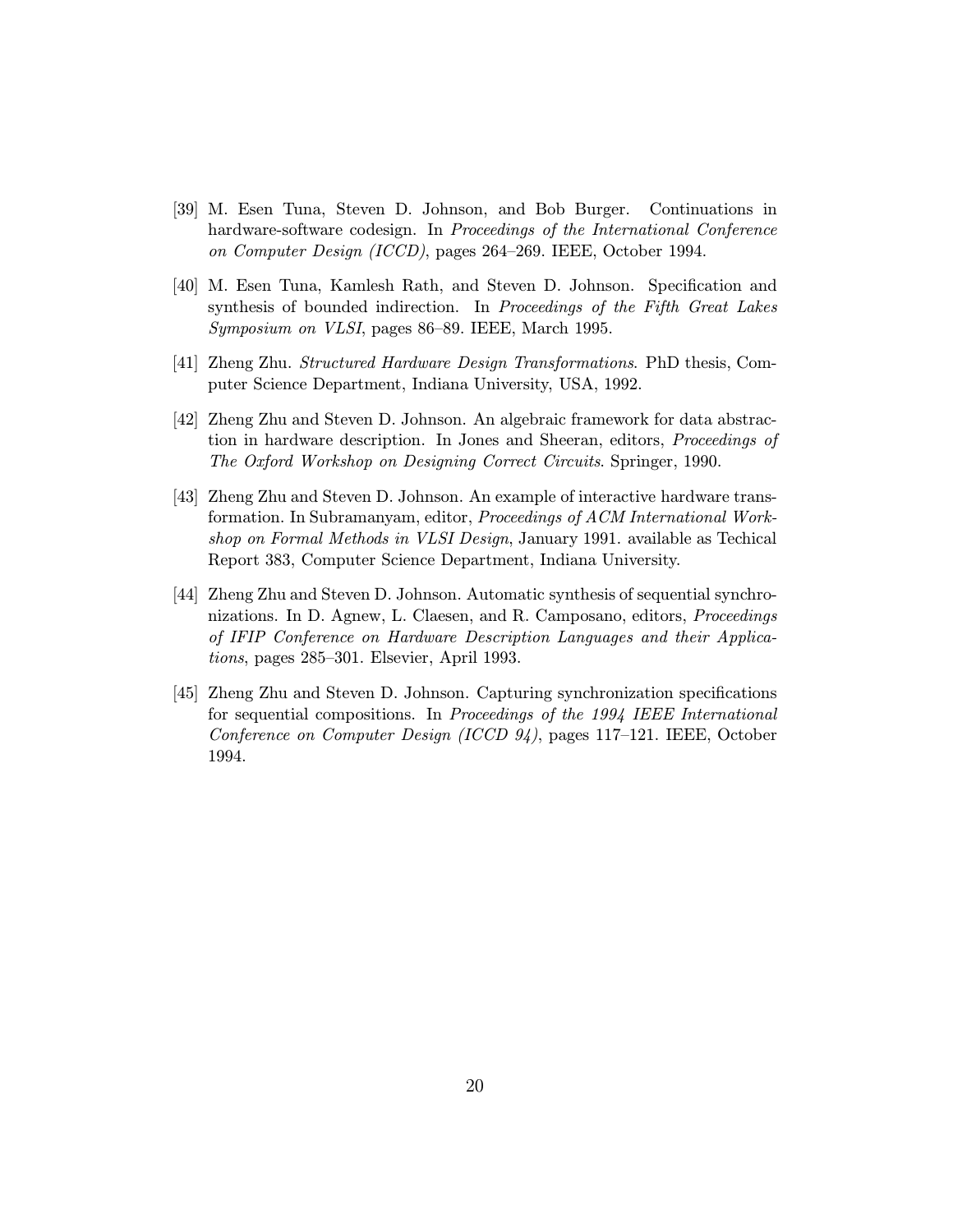[39] M. Esen Tuna, Steven D. Johnson, and Bob Burger. Continuations in hardware-software codesign. In *Proceedings of the International Conference on Computer Design (ICCD)*, pages 264–269. IEEE, October 1994.

[40] M. Esen Tuna, Kamlesh Rath, and Steven D. Johnson. Specification and synthesis of bounded indirection. In *Proceedings of the Fifth Great Lakes Symposium on VLSI*, pages 86–89. IEEE, March 1995.

[41] Zheng Zhu. *Structured Hardware Design Transformations*. PhD thesis, Computer Science Department, Indiana University, USA, 1992.

[42] Zheng Zhu and Steven D. Johnson. An algebraic framework for data abstraction in hardware description. In Jones and Sheeran, editors, *Proceedings of The Oxford Workshop on Designing Correct Circuits*. Springer, 1990.

[43] Zheng Zhu and Steven D. Johnson. An example of interactive hardware transformation. In Subramanyam, editor, *Proceedings of ACM International Workshop on Formal Methods in VLSI Design*, January 1991. available as Techical Report 383, Computer Science Department, Indiana University.

[44] Zheng Zhu and Steven D. Johnson. Automatic synthesis of sequential synchronizations. In D. Agnew, L. Claesen, and R. Camposano, editors, *Proceedings of IFIP Conference on Hardware Description Languages and their Applications*, pages 285–301. Elsevier, April 1993.

[45] Zheng Zhu and Steven D. Johnson. Capturing synchronization specifications for sequential compositions. In *Proceedings of the 1994 IEEE International Conference on Computer Design (ICCD 94)*, pages 117–121. IEEE, October 1994.